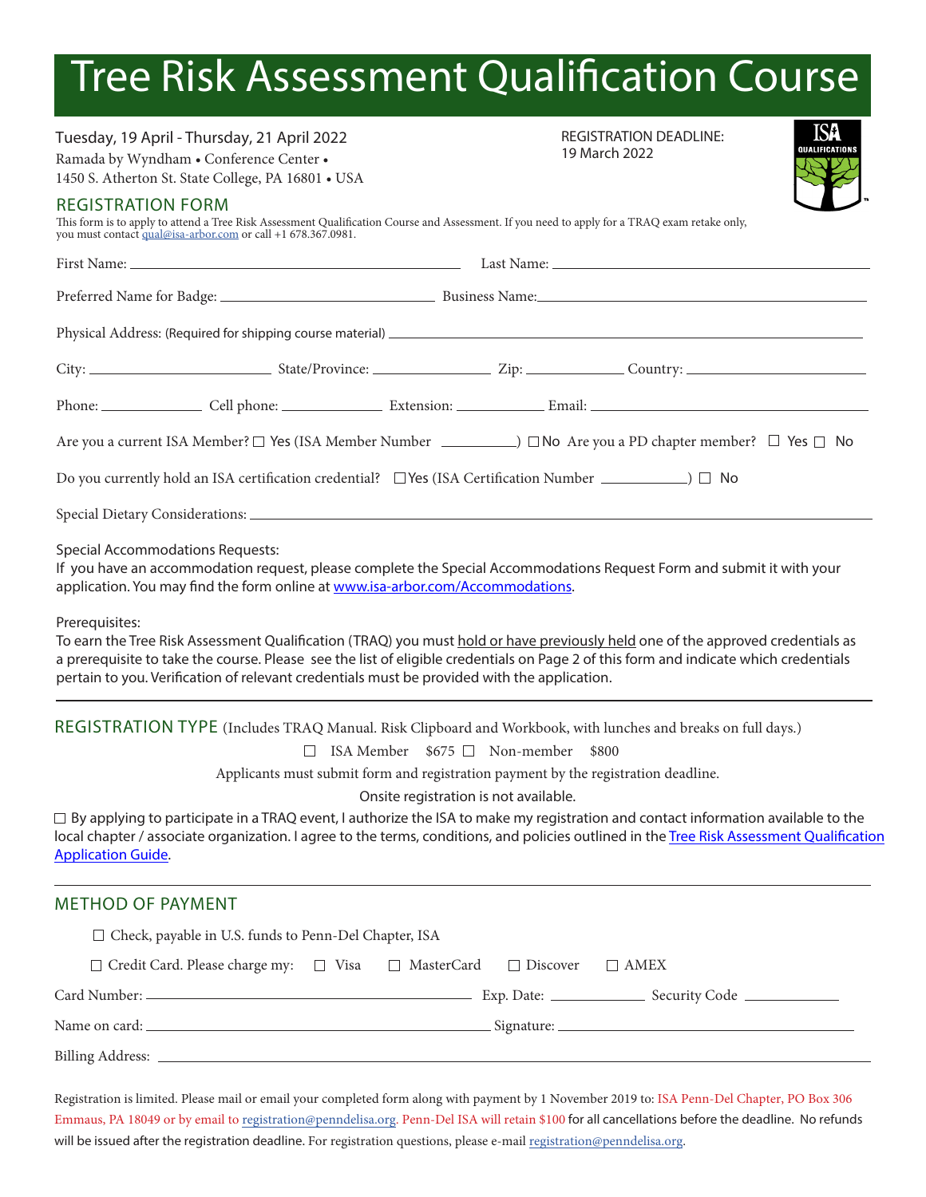# Tree Risk Assessment Qualification Course

Tuesday, 19 April - Thursday, 21 April 2022
Ramada by Wyndham • Conference Center •
1450 S. Atherton St. State College, PA 16801 • USA

REGISTRATION DEADLINE:
19 March 2022

ISA QUALIFICATIONS

## REGISTRATION FORM

This form is to apply to attend a Tree Risk Assessment Qualification Course and Assessment. If you need to apply for a TRAQ exam retake only, you must contact qual@isa-arbor.com or call +1 678.367.0981.

First Name: ______________________ Last Name: ______________________

Preferred Name for Badge: ______________________ Business Name: ______________________

Physical Address: (Required for shipping course material) ______________________

City: ____________ State/Province: ____________ Zip: ____________ Country: ____________

Phone: ____________ Cell phone: ____________ Extension: ____________ Email: ____________

Are you a current ISA Member? ☐ Yes (ISA Member Number ________) ☐ No Are you a PD chapter member? ☐ Yes ☐ No

Do you currently hold an ISA certification credential? ☐ Yes (ISA Certification Number ________) ☐ No

Special Dietary Considerations: ______________________

Special Accommodations Requests:
If you have an accommodation request, please complete the Special Accommodations Request Form and submit it with your application. You may find the form online at www.isa-arbor.com/Accommodations.

Prerequisites:
To earn the Tree Risk Assessment Qualification (TRAQ) you must hold or have previously held one of the approved credentials as a prerequisite to take the course. Please see the list of eligible credentials on Page 2 of this form and indicate which credentials pertain to you. Verification of relevant credentials must be provided with the application.

---

## REGISTRATION TYPE (Includes TRAQ Manual. Risk Clipboard and Workbook, with lunches and breaks on full days.)

☐ ISA Member $675 ☐ Non-member $800

Applicants must submit form and registration payment by the registration deadline.

Onsite registration is not available.

☐ By applying to participate in a TRAQ event, I authorize the ISA to make my registration and contact information available to the local chapter / associate organization. I agree to the terms, conditions, and policies outlined in the Tree Risk Assessment Qualification Application Guide.

---

## METHOD OF PAYMENT

☐ Check, payable in U.S. funds to Penn-Del Chapter, ISA

☐ Credit Card. Please charge my: ☐ Visa ☐ MasterCard ☐ Discover ☐ AMEX

Card Number: ______________________ Exp. Date: ____________ Security Code ____________

Name on card: ______________________ Signature: ______________________

Billing Address: ______________________

Registration is limited. Please mail or email your completed form along with payment by 1 November 2019 to: ISA Penn-Del Chapter, PO Box 306 Emmaus, PA 18049 or by email to registration@penndelisa.org. Penn-Del ISA will retain $100 for all cancellations before the deadline. No refunds will be issued after the registration deadline. For registration questions, please e-mail registration@penndelisa.org.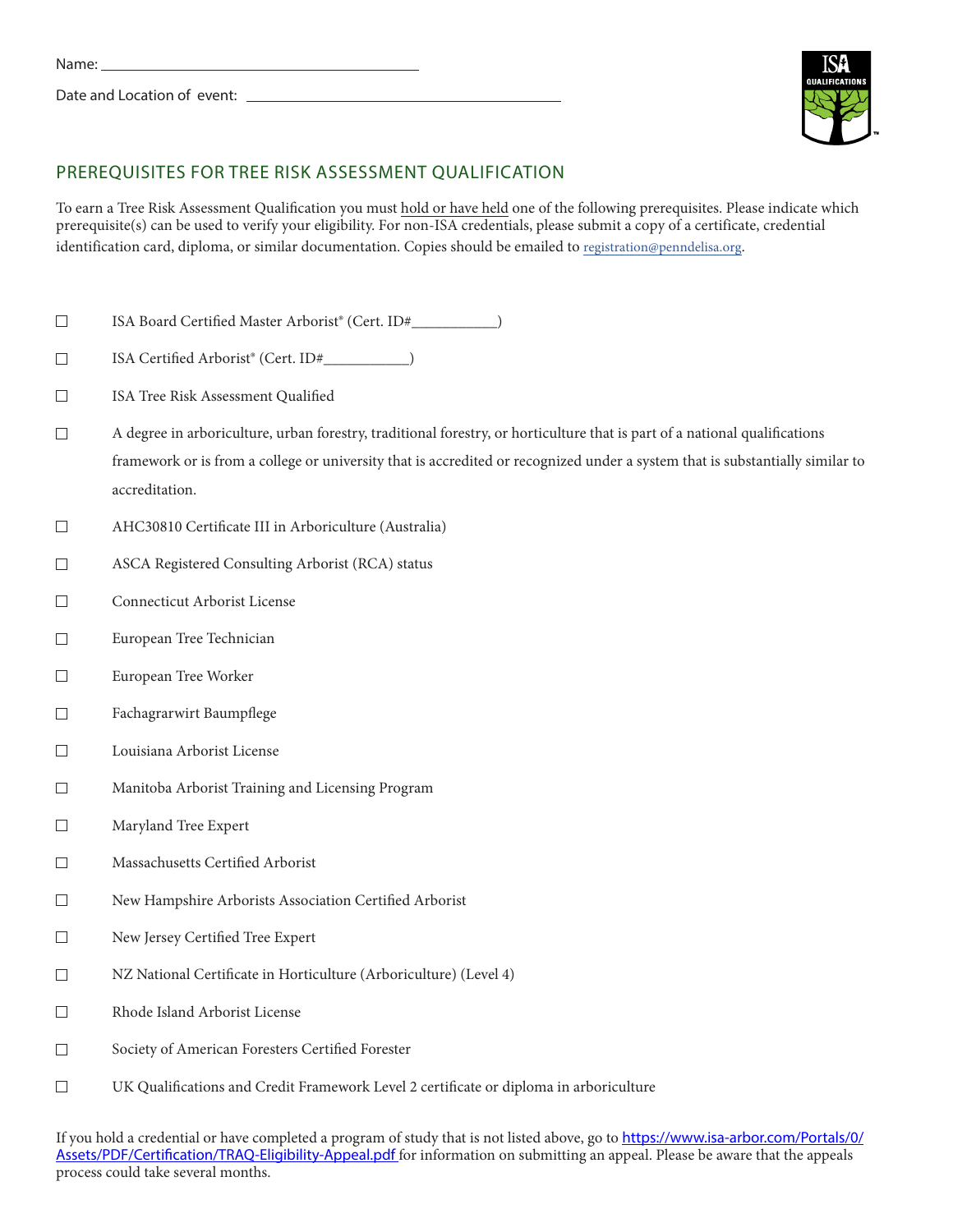Name: ___________________________________________

Date and Location of event: ___________________________________________

## PREREQUISITES FOR TREE RISK ASSESSMENT QUALIFICATION

To earn a Tree Risk Assessment Qualification you must hold or have held one of the following prerequisites. Please indicate which prerequisite(s) can be used to verify your eligibility. For non-ISA credentials, please submit a copy of a certificate, credential identification card, diploma, or similar documentation. Copies should be emailed to registration@penndelisa.org.

- ☐ ISA Board Certified Master Arborist® (Cert. ID#___________)
- ☐ ISA Certified Arborist® (Cert. ID#___________)
- ☐ ISA Tree Risk Assessment Qualified
- ☐ A degree in arboriculture, urban forestry, traditional forestry, or horticulture that is part of a national qualifications framework or is from a college or university that is accredited or recognized under a system that is substantially similar to accreditation.
- ☐ AHC30810 Certificate III in Arboriculture (Australia)
- ☐ ASCA Registered Consulting Arborist (RCA) status
- ☐ Connecticut Arborist License
- ☐ European Tree Technician
- ☐ European Tree Worker
- ☐ Fachagrarwirt Baumpflege
- ☐ Louisiana Arborist License
- ☐ Manitoba Arborist Training and Licensing Program
- ☐ Maryland Tree Expert
- ☐ Massachusetts Certified Arborist
- ☐ New Hampshire Arborists Association Certified Arborist
- ☐ New Jersey Certified Tree Expert
- ☐ NZ National Certificate in Horticulture (Arboriculture) (Level 4)
- ☐ Rhode Island Arborist License
- ☐ Society of American Foresters Certified Forester
- ☐ UK Qualifications and Credit Framework Level 2 certificate or diploma in arboriculture

If you hold a credential or have completed a program of study that is not listed above, go to https://www.isa-arbor.com/Portals/0/Assets/PDF/Certification/TRAQ-Eligibility-Appeal.pdf for information on submitting an appeal. Please be aware that the appeals process could take several months.